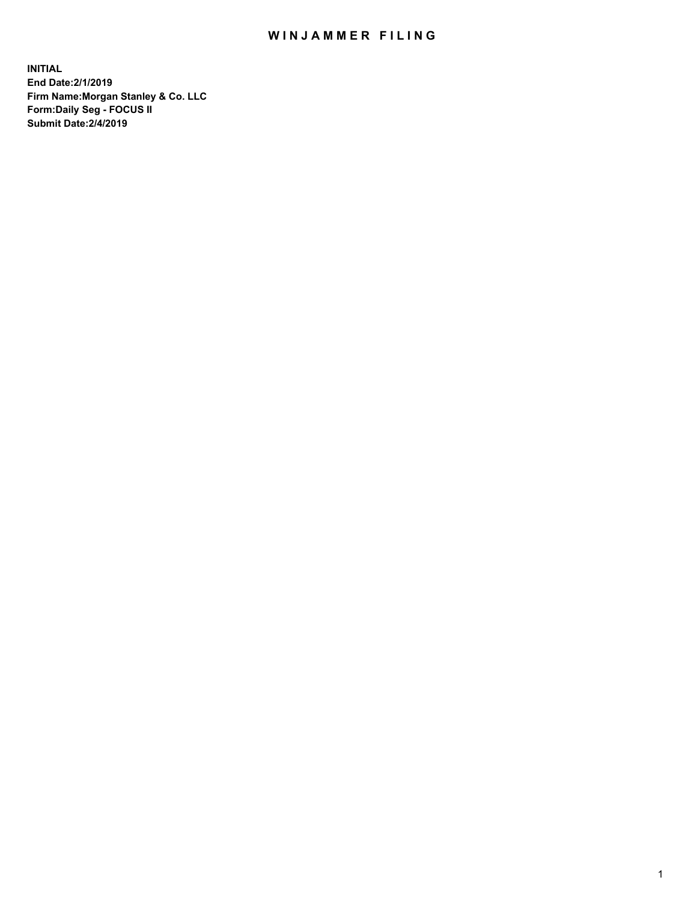# WINJAMMER FILING

**INITIAL**
**End Date:2/1/2019**
**Firm Name:Morgan Stanley & Co. LLC**
**Form:Daily Seg - FOCUS II**
**Submit Date:2/4/2019**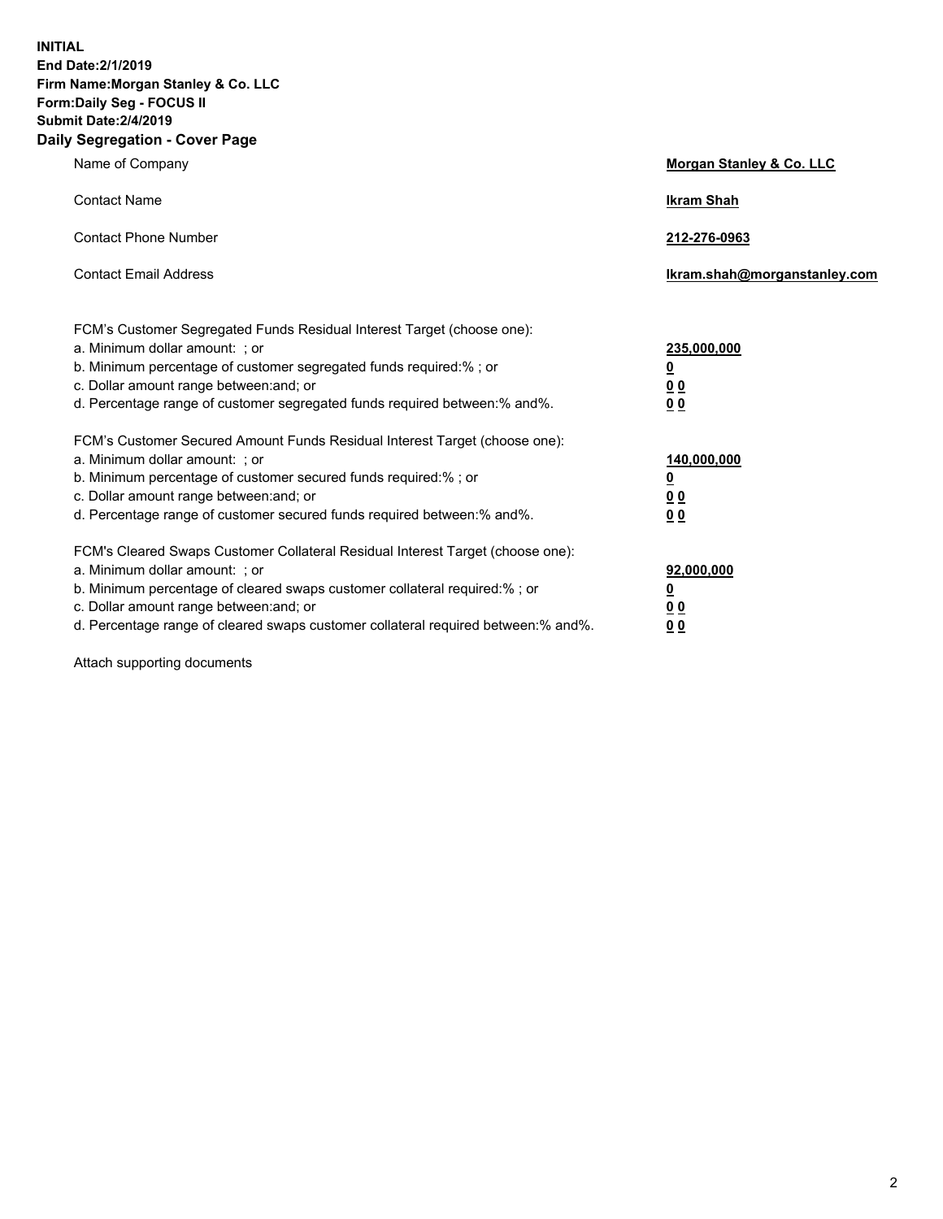**INITIAL**
**End Date:2/1/2019**
**Firm Name:Morgan Stanley & Co. LLC**
**Form:Daily Seg - FOCUS II**
**Submit Date:2/4/2019**
**Daily Segregation - Cover Page**

| | |
|---|---|
| Name of Company | **Morgan Stanley & Co. LLC** |
| Contact Name | **Ikram Shah** |
| Contact Phone Number | **212-276-0963** |
| Contact Email Address | **Ikram.shah@morganstanley.com** |

| | |
|---|---|
| FCM's Customer Segregated Funds Residual Interest Target (choose one): | |
| a. Minimum dollar amount: ; or | **235,000,000** |
| b. Minimum percentage of customer segregated funds required:% ; or | **0** |
| c. Dollar amount range between:and; or | **0 0** |
| d. Percentage range of customer segregated funds required between:% and%. | **0 0** |
| FCM's Customer Secured Amount Funds Residual Interest Target (choose one): | |
| a. Minimum dollar amount: ; or | **140,000,000** |
| b. Minimum percentage of customer secured funds required:% ; or | **0** |
| c. Dollar amount range between:and; or | **0 0** |
| d. Percentage range of customer secured funds required between:% and%. | **0 0** |
| FCM's Cleared Swaps Customer Collateral Residual Interest Target (choose one): | |
| a. Minimum dollar amount: ; or | **92,000,000** |
| b. Minimum percentage of cleared swaps customer collateral required:% ; or | **0** |
| c. Dollar amount range between:and; or | **0 0** |
| d. Percentage range of cleared swaps customer collateral required between:% and%. | **0 0** |

Attach supporting documents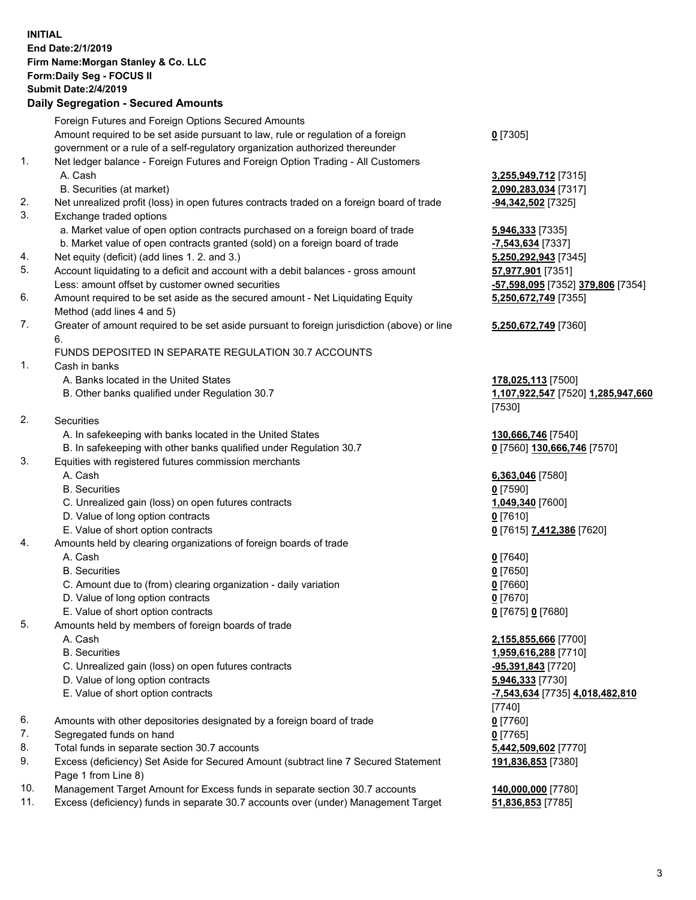**INITIAL**
**End Date:2/1/2019**
**Firm Name:Morgan Stanley & Co. LLC**
**Form:Daily Seg - FOCUS II**
**Submit Date:2/4/2019**

**Daily Segregation - Secured Amounts**

| | | |
|---|---|---|
| | Foreign Futures and Foreign Options Secured Amounts | |
| | Amount required to be set aside pursuant to law, rule or regulation of a foreign government or a rule of a self-regulatory organization authorized thereunder | **0** [7305] |
| 1. | Net ledger balance - Foreign Futures and Foreign Option Trading - All Customers | |
| | A. Cash | **3,255,949,712** [7315] |
| | B. Securities (at market) | **2,090,283,034** [7317] |
| 2. | Net unrealized profit (loss) in open futures contracts traded on a foreign board of trade | **-94,342,502** [7325] |
| 3. | Exchange traded options | |
| | a. Market value of open option contracts purchased on a foreign board of trade | **5,946,333** [7335] |
| | b. Market value of open contracts granted (sold) on a foreign board of trade | **-7,543,634** [7337] |
| 4. | Net equity (deficit) (add lines 1. 2. and 3.) | **5,250,292,943** [7345] |
| 5. | Account liquidating to a deficit and account with a debit balances - gross amount | **57,977,901** [7351] |
| | Less: amount offset by customer owned securities | **-57,598,095** [7352] **379,806** [7354] |
| 6. | Amount required to be set aside as the secured amount - Net Liquidating Equity Method (add lines 4 and 5) | **5,250,672,749** [7355] |
| 7. | Greater of amount required to be set aside pursuant to foreign jurisdiction (above) or line 6. | **5,250,672,749** [7360] |
| | FUNDS DEPOSITED IN SEPARATE REGULATION 30.7 ACCOUNTS | |
| 1. | Cash in banks | |
| | A. Banks located in the United States | **178,025,113** [7500] |
| | B. Other banks qualified under Regulation 30.7 | **1,107,922,547** [7520] **1,285,947,660** [7530] |
| 2. | Securities | |
| | A. In safekeeping with banks located in the United States | **130,666,746** [7540] |
| | B. In safekeeping with other banks qualified under Regulation 30.7 | **0** [7560] **130,666,746** [7570] |
| 3. | Equities with registered futures commission merchants | |
| | A. Cash | **6,363,046** [7580] |
| | B. Securities | **0** [7590] |
| | C. Unrealized gain (loss) on open futures contracts | **1,049,340** [7600] |
| | D. Value of long option contracts | **0** [7610] |
| | E. Value of short option contracts | **0** [7615] **7,412,386** [7620] |
| 4. | Amounts held by clearing organizations of foreign boards of trade | |
| | A. Cash | **0** [7640] |
| | B. Securities | **0** [7650] |
| | C. Amount due to (from) clearing organization - daily variation | **0** [7660] |
| | D. Value of long option contracts | **0** [7670] |
| | E. Value of short option contracts | **0** [7675] **0** [7680] |
| 5. | Amounts held by members of foreign boards of trade | |
| | A. Cash | **2,155,855,666** [7700] |
| | B. Securities | **1,959,616,288** [7710] |
| | C. Unrealized gain (loss) on open futures contracts | **-95,391,843** [7720] |
| | D. Value of long option contracts | **5,946,333** [7730] |
| | E. Value of short option contracts | **-7,543,634** [7735] **4,018,482,810** [7740] |
| 6. | Amounts with other depositories designated by a foreign board of trade | **0** [7760] |
| 7. | Segregated funds on hand | **0** [7765] |
| 8. | Total funds in separate section 30.7 accounts | **5,442,509,602** [7770] |
| 9. | Excess (deficiency) Set Aside for Secured Amount (subtract line 7 Secured Statement Page 1 from Line 8) | **191,836,853** [7380] |
| 10. | Management Target Amount for Excess funds in separate section 30.7 accounts | **140,000,000** [7780] |
| 11. | Excess (deficiency) funds in separate 30.7 accounts over (under) Management Target | **51,836,853** [7785] |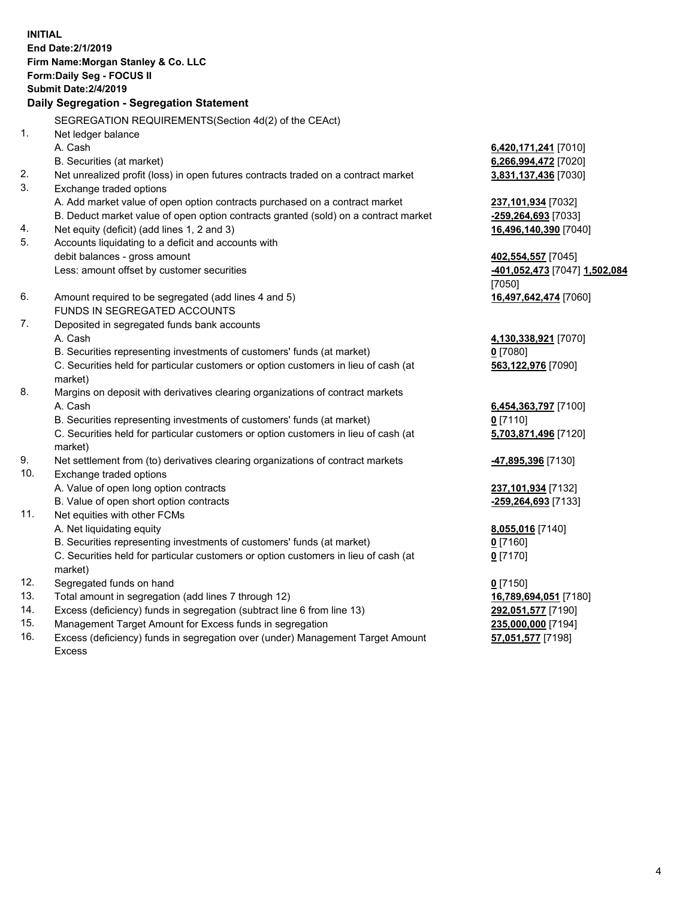**INITIAL**
**End Date:2/1/2019**
**Firm Name:Morgan Stanley & Co. LLC**
**Form:Daily Seg - FOCUS II**
**Submit Date:2/4/2019**
**Daily Segregation - Segregation Statement**

SEGREGATION REQUIREMENTS(Section 4d(2) of the CEAct)

| | | |
|---|---|---|
| 1. | Net ledger balance | |
| | A. Cash | **6,420,171,241** [7010] |
| | B. Securities (at market) | **6,266,994,472** [7020] |
| 2. | Net unrealized profit (loss) in open futures contracts traded on a contract market | **3,831,137,436** [7030] |
| 3. | Exchange traded options | |
| | A. Add market value of open option contracts purchased on a contract market | **237,101,934** [7032] |
| | B. Deduct market value of open option contracts granted (sold) on a contract market | **-259,264,693** [7033] |
| 4. | Net equity (deficit) (add lines 1, 2 and 3) | **16,496,140,390** [7040] |
| 5. | Accounts liquidating to a deficit and accounts with debit balances - gross amount | **402,554,557** [7045] |
| | Less: amount offset by customer securities | **-401,052,473** [7047] **1,502,084** [7050] |
| 6. | Amount required to be segregated (add lines 4 and 5) | **16,497,642,474** [7060] |
| | FUNDS IN SEGREGATED ACCOUNTS | |
| 7. | Deposited in segregated funds bank accounts | |
| | A. Cash | **4,130,338,921** [7070] |
| | B. Securities representing investments of customers' funds (at market) | **0** [7080] |
| | C. Securities held for particular customers or option customers in lieu of cash (at market) | **563,122,976** [7090] |
| 8. | Margins on deposit with derivatives clearing organizations of contract markets | |
| | A. Cash | **6,454,363,797** [7100] |
| | B. Securities representing investments of customers' funds (at market) | **0** [7110] |
| | C. Securities held for particular customers or option customers in lieu of cash (at market) | **5,703,871,496** [7120] |
| 9. | Net settlement from (to) derivatives clearing organizations of contract markets | **-47,895,396** [7130] |
| 10. | Exchange traded options | |
| | A. Value of open long option contracts | **237,101,934** [7132] |
| | B. Value of open short option contracts | **-259,264,693** [7133] |
| 11. | Net equities with other FCMs | |
| | A. Net liquidating equity | **8,055,016** [7140] |
| | B. Securities representing investments of customers' funds (at market) | **0** [7160] |
| | C. Securities held for particular customers or option customers in lieu of cash (at market) | **0** [7170] |
| 12. | Segregated funds on hand | **0** [7150] |
| 13. | Total amount in segregation (add lines 7 through 12) | **16,789,694,051** [7180] |
| 14. | Excess (deficiency) funds in segregation (subtract line 6 from line 13) | **292,051,577** [7190] |
| 15. | Management Target Amount for Excess funds in segregation | **235,000,000** [7194] |
| 16. | Excess (deficiency) funds in segregation over (under) Management Target Amount Excess | **57,051,577** [7198] |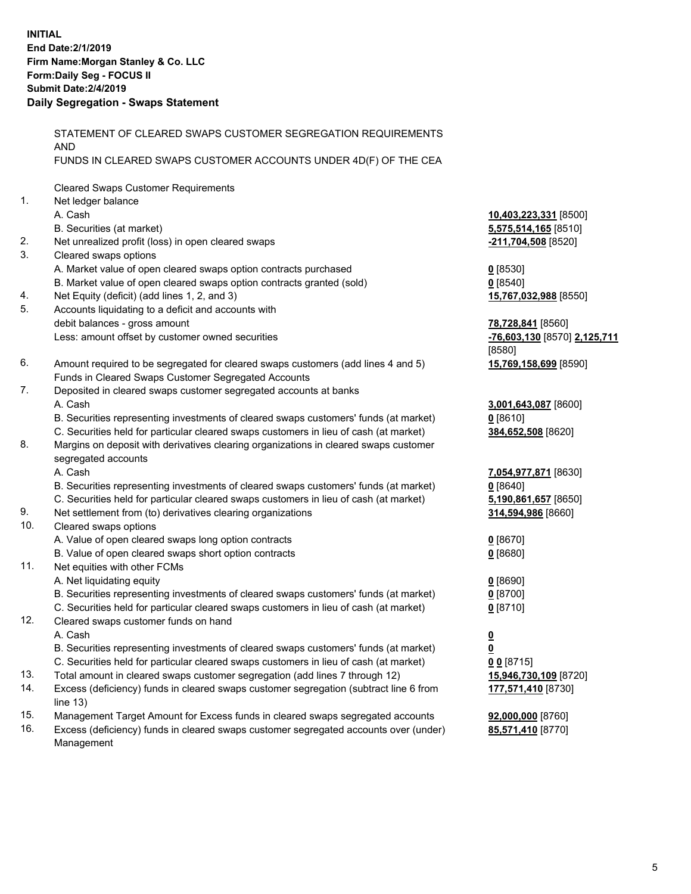**INITIAL**
**End Date:2/1/2019**
**Firm Name:Morgan Stanley & Co. LLC**
**Form:Daily Seg - FOCUS II**
**Submit Date:2/4/2019**
**Daily Segregation - Swaps Statement**

STATEMENT OF CLEARED SWAPS CUSTOMER SEGREGATION REQUIREMENTS AND FUNDS IN CLEARED SWAPS CUSTOMER ACCOUNTS UNDER 4D(F) OF THE CEA

| | | |
|---|---|---|
| | Cleared Swaps Customer Requirements | |
| 1. | Net ledger balance | |
| | A. Cash | **10,403,223,331** [8500] |
| | B. Securities (at market) | **5,575,514,165** [8510] |
| 2. | Net unrealized profit (loss) in open cleared swaps | **-211,704,508** [8520] |
| 3. | Cleared swaps options | |
| | A. Market value of open cleared swaps option contracts purchased | **0** [8530] |
| | B. Market value of open cleared swaps option contracts granted (sold) | **0** [8540] |
| 4. | Net Equity (deficit) (add lines 1, 2, and 3) | **15,767,032,988** [8550] |
| 5. | Accounts liquidating to a deficit and accounts with debit balances - gross amount | **78,728,841** [8560] |
| | Less: amount offset by customer owned securities | **-76,603,130** [8570] **2,125,711** [8580] |
| 6. | Amount required to be segregated for cleared swaps customers (add lines 4 and 5) | **15,769,158,699** [8590] |
| | Funds in Cleared Swaps Customer Segregated Accounts | |
| 7. | Deposited in cleared swaps customer segregated accounts at banks | |
| | A. Cash | **3,001,643,087** [8600] |
| | B. Securities representing investments of cleared swaps customers' funds (at market) | **0** [8610] |
| | C. Securities held for particular cleared swaps customers in lieu of cash (at market) | **384,652,508** [8620] |
| 8. | Margins on deposit with derivatives clearing organizations in cleared swaps customer segregated accounts | |
| | A. Cash | **7,054,977,871** [8630] |
| | B. Securities representing investments of cleared swaps customers' funds (at market) | **0** [8640] |
| | C. Securities held for particular cleared swaps customers in lieu of cash (at market) | **5,190,861,657** [8650] |
| 9. | Net settlement from (to) derivatives clearing organizations | **314,594,986** [8660] |
| 10. | Cleared swaps options | |
| | A. Value of open cleared swaps long option contracts | **0** [8670] |
| | B. Value of open cleared swaps short option contracts | **0** [8680] |
| 11. | Net equities with other FCMs | |
| | A. Net liquidating equity | **0** [8690] |
| | B. Securities representing investments of cleared swaps customers' funds (at market) | **0** [8700] |
| | C. Securities held for particular cleared swaps customers in lieu of cash (at market) | **0** [8710] |
| 12. | Cleared swaps customer funds on hand | |
| | A. Cash | **0** |
| | B. Securities representing investments of cleared swaps customers' funds (at market) | **0** |
| | C. Securities held for particular cleared swaps customers in lieu of cash (at market) | **0** **0** [8715] |
| 13. | Total amount in cleared swaps customer segregation (add lines 7 through 12) | **15,946,730,109** [8720] |
| 14. | Excess (deficiency) funds in cleared swaps customer segregation (subtract line 6 from line 13) | **177,571,410** [8730] |
| 15. | Management Target Amount for Excess funds in cleared swaps segregated accounts | **92,000,000** [8760] |
| 16. | Excess (deficiency) funds in cleared swaps customer segregated accounts over (under) Management | **85,571,410** [8770] |